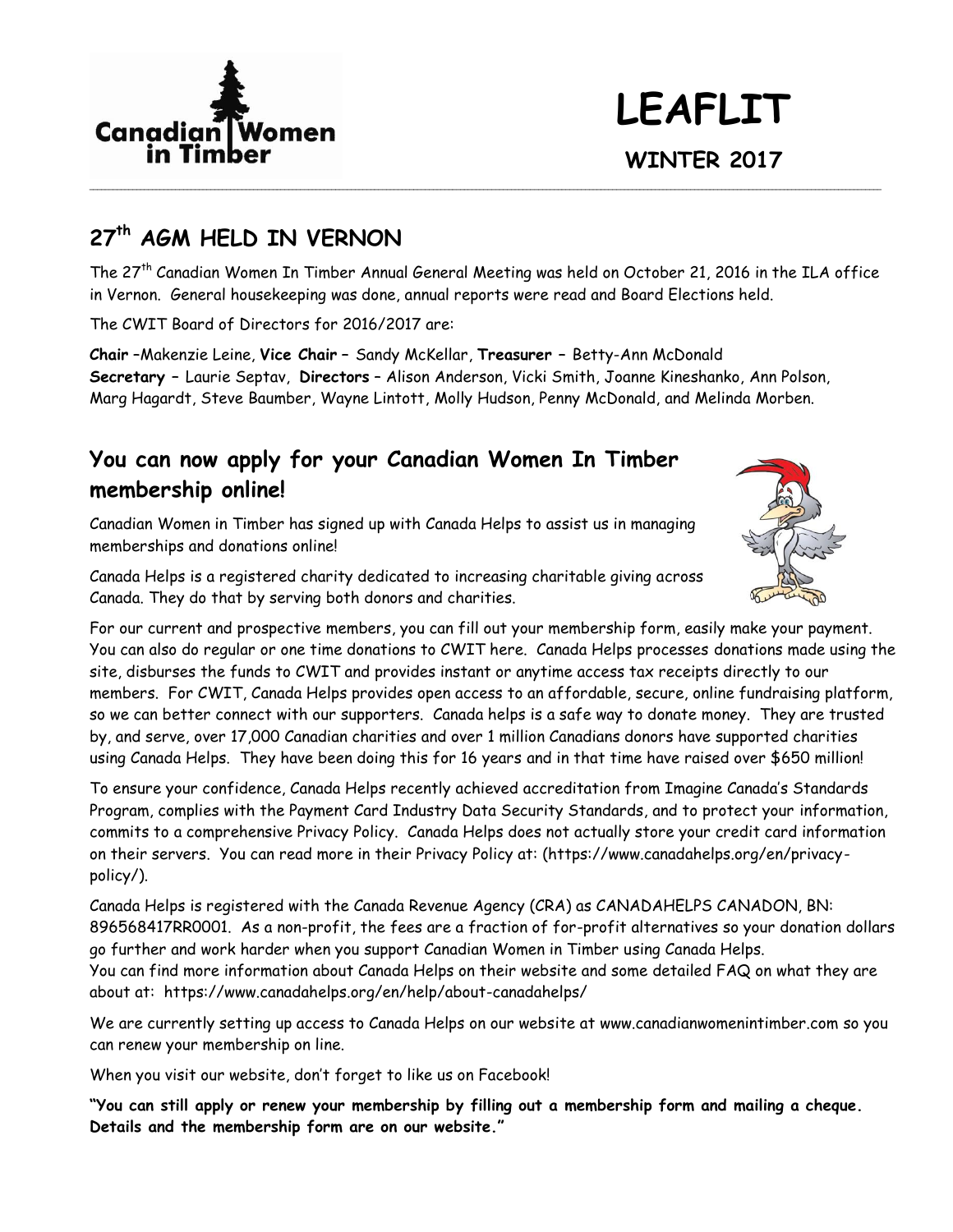# LEAFLIT

**WINTER 2017**

## 27th AGM HELD IN VERNON

The 27th Canadian Women In Timber Annual General Meeting was held on October 21, 2016 in the ILA office in Vernon. General housekeeping was done, annual reports were read and Board Elections held.

The CWIT Board of Directors for 2016/2017 are:

**Chair** –Makenzie Leine, **Vice Chair** – Sandy McKellar, **Treasurer** – Betty-Ann McDonald
**Secretary** – Laurie Septav, **Directors** – Alison Anderson, Vicki Smith, Joanne Kineshanko, Ann Polson, Marg Hagardt, Steve Baumber, Wayne Lintott, Molly Hudson, Penny McDonald, and Melinda Morben.

## You can now apply for your Canadian Women In Timber membership online!

Canadian Women in Timber has signed up with Canada Helps to assist us in managing memberships and donations online!

Canada Helps is a registered charity dedicated to increasing charitable giving across Canada. They do that by serving both donors and charities.

For our current and prospective members, you can fill out your membership form, easily make your payment. You can also do regular or one time donations to CWIT here. Canada Helps processes donations made using the site, disburses the funds to CWIT and provides instant or anytime access tax receipts directly to our members. For CWIT, Canada Helps provides open access to an affordable, secure, online fundraising platform, so we can better connect with our supporters. Canada helps is a safe way to donate money. They are trusted by, and serve, over 17,000 Canadian charities and over 1 million Canadians donors have supported charities using Canada Helps. They have been doing this for 16 years and in that time have raised over $650 million!

To ensure your confidence, Canada Helps recently achieved accreditation from Imagine Canada's Standards Program, complies with the Payment Card Industry Data Security Standards, and to protect your information, commits to a comprehensive Privacy Policy. Canada Helps does not actually store your credit card information on their servers. You can read more in their Privacy Policy at: (https://www.canadahelps.org/en/privacy-policy/).

Canada Helps is registered with the Canada Revenue Agency (CRA) as CANADAHELPS CANADON, BN: 896568417RR0001. As a non-profit, the fees are a fraction of for-profit alternatives so your donation dollars go further and work harder when you support Canadian Women in Timber using Canada Helps.
You can find more information about Canada Helps on their website and some detailed FAQ on what they are about at: https://www.canadahelps.org/en/help/about-canadahelps/

We are currently setting up access to Canada Helps on our website at www.canadianwomenintimber.com so you can renew your membership on line.

When you visit our website, don't forget to like us on Facebook!

**"You can still apply or renew your membership by filling out a membership form and mailing a cheque. Details and the membership form are on our website."**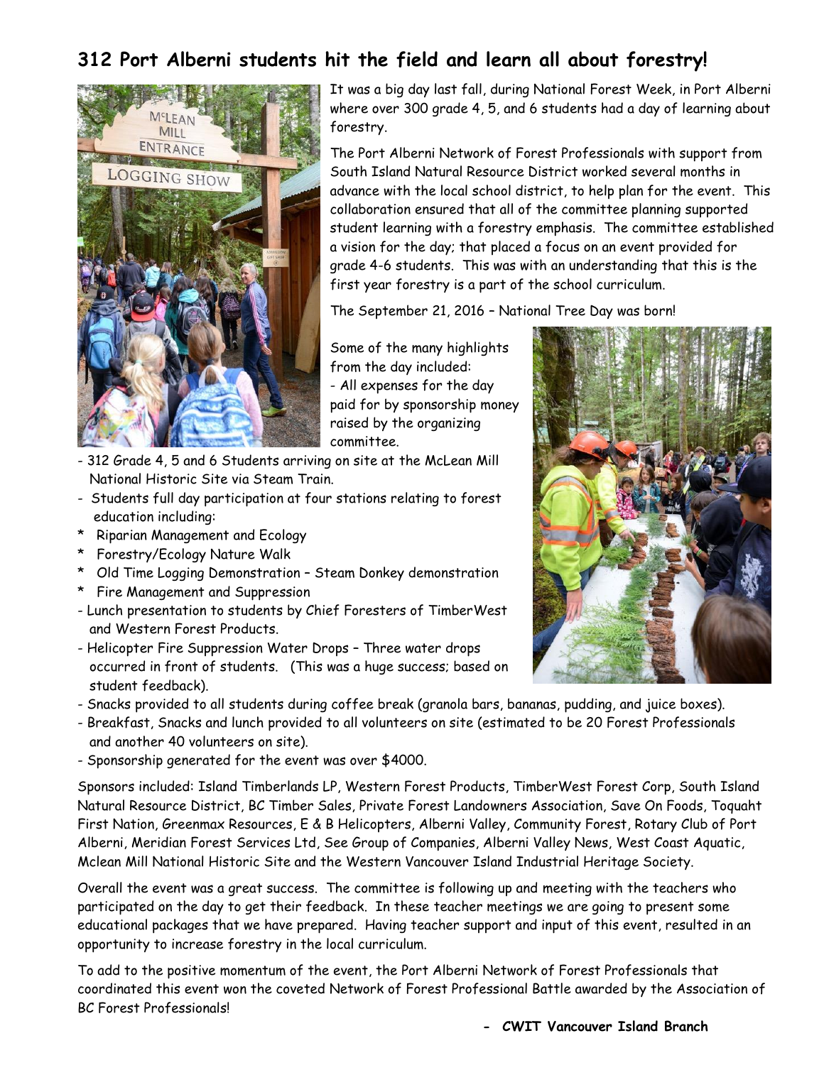## 312 Port Alberni students hit the field and learn all about forestry!

It was a big day last fall, during National Forest Week, in Port Alberni where over 300 grade 4, 5, and 6 students had a day of learning about forestry.

The Port Alberni Network of Forest Professionals with support from South Island Natural Resource District worked several months in advance with the local school district, to help plan for the event. This collaboration ensured that all of the committee planning supported student learning with a forestry emphasis. The committee established a vision for the day; that placed a focus on an event provided for grade 4-6 students. This was with an understanding that this is the first year forestry is a part of the school curriculum.

The September 21, 2016 – National Tree Day was born!

Some of the many highlights from the day included:

- All expenses for the day paid for by sponsorship money raised by the organizing committee.
- 312 Grade 4, 5 and 6 Students arriving on site at the McLean Mill National Historic Site via Steam Train.
- Students full day participation at four stations relating to forest education including:
  * Riparian Management and Ecology
  * Forestry/Ecology Nature Walk
  * Old Time Logging Demonstration – Steam Donkey demonstration
  * Fire Management and Suppression
- Lunch presentation to students by Chief Foresters of TimberWest and Western Forest Products.
- Helicopter Fire Suppression Water Drops – Three water drops occurred in front of students. (This was a huge success; based on student feedback).
- Snacks provided to all students during coffee break (granola bars, bananas, pudding, and juice boxes).
- Breakfast, Snacks and lunch provided to all volunteers on site (estimated to be 20 Forest Professionals and another 40 volunteers on site).
- Sponsorship generated for the event was over $4000.

Sponsors included: Island Timberlands LP, Western Forest Products, TimberWest Forest Corp, South Island Natural Resource District, BC Timber Sales, Private Forest Landowners Association, Save On Foods, Toquaht First Nation, Greenmax Resources, E & B Helicopters, Alberni Valley, Community Forest, Rotary Club of Port Alberni, Meridian Forest Services Ltd, See Group of Companies, Alberni Valley News, West Coast Aquatic, Mclean Mill National Historic Site and the Western Vancouver Island Industrial Heritage Society.

Overall the event was a great success. The committee is following up and meeting with the teachers who participated on the day to get their feedback. In these teacher meetings we are going to present some educational packages that we have prepared. Having teacher support and input of this event, resulted in an opportunity to increase forestry in the local curriculum.

To add to the positive momentum of the event, the Port Alberni Network of Forest Professionals that coordinated this event won the coveted Network of Forest Professional Battle awarded by the Association of BC Forest Professionals!

***- CWIT Vancouver Island Branch***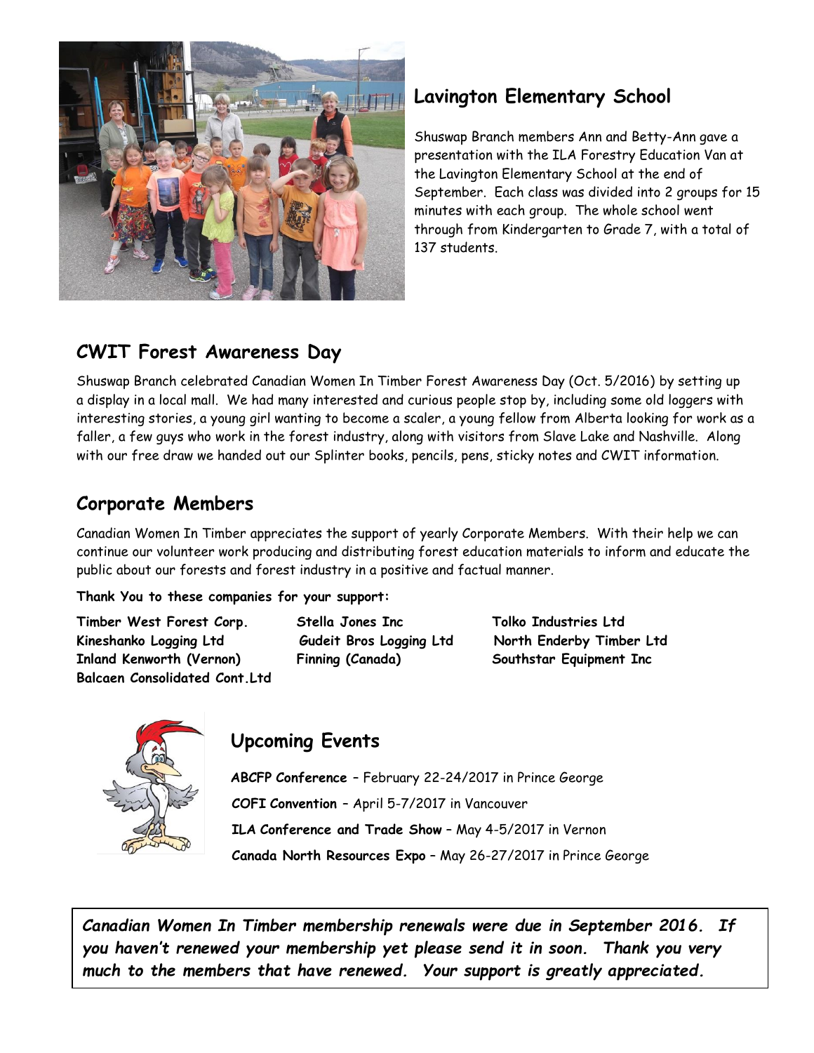## Lavington Elementary School

Shuswap Branch members Ann and Betty-Ann gave a presentation with the ILA Forestry Education Van at the Lavington Elementary School at the end of September. Each class was divided into 2 groups for 15 minutes with each group. The whole school went through from Kindergarten to Grade 7, with a total of 137 students.

## CWIT Forest Awareness Day

Shuswap Branch celebrated Canadian Women In Timber Forest Awareness Day (Oct. 5/2016) by setting up a display in a local mall. We had many interested and curious people stop by, including some old loggers with interesting stories, a young girl wanting to become a scaler, a young fellow from Alberta looking for work as a faller, a few guys who work in the forest industry, along with visitors from Slave Lake and Nashville. Along with our free draw we handed out our Splinter books, pencils, pens, sticky notes and CWIT information.

## Corporate Members

Canadian Women In Timber appreciates the support of yearly Corporate Members. With their help we can continue our volunteer work producing and distributing forest education materials to inform and educate the public about our forests and forest industry in a positive and factual manner.

**Thank You to these companies for your support:**

**Timber West Forest Corp.**
**Stella Jones Inc**
**Tolko Industries Ltd**
**Kineshanko Logging Ltd**
**Gudeit Bros Logging Ltd**
**North Enderby Timber Ltd**
**Inland Kenworth (Vernon)**
**Finning (Canada)**
**Southstar Equipment Inc**
**Balcaen Consolidated Cont.Ltd**

## Upcoming Events

**ABCFP Conference** – February 22-24/2017 in Prince George

**COFI Convention** – April 5-7/2017 in Vancouver

**ILA Conference and Trade Show** – May 4-5/2017 in Vernon

**Canada North Resources Expo** – May 26-27/2017 in Prince George

***Canadian Women In Timber membership renewals were due in September 2016. If you haven't renewed your membership yet please send it in soon. Thank you very much to the members that have renewed. Your support is greatly appreciated.***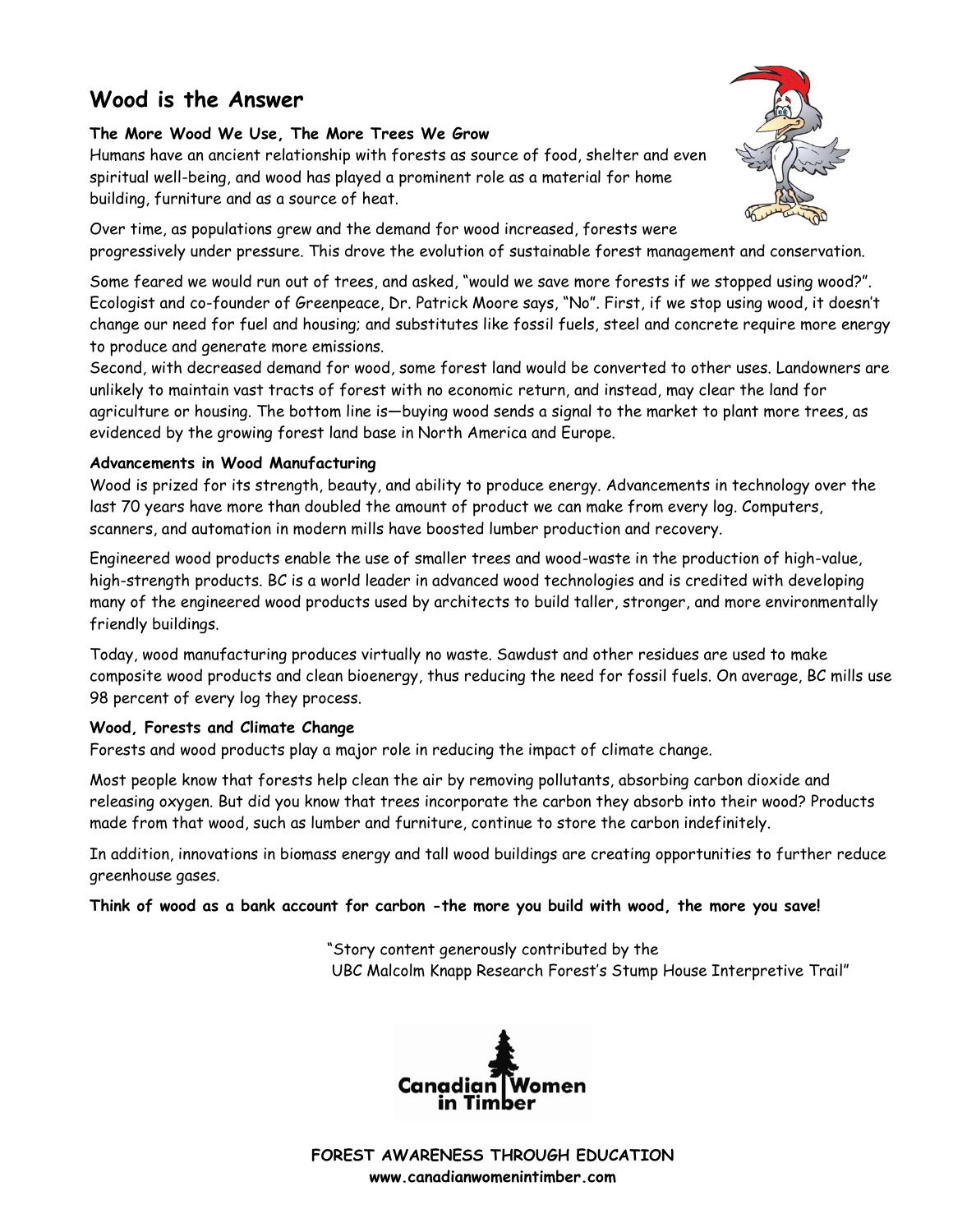## Wood is the Answer

**The More Wood We Use, The More Trees We Grow**

Humans have an ancient relationship with forests as source of food, shelter and even spiritual well-being, and wood has played a prominent role as a material for home building, furniture and as a source of heat.

Over time, as populations grew and the demand for wood increased, forests were progressively under pressure. This drove the evolution of sustainable forest management and conservation.

Some feared we would run out of trees, and asked, "would we save more forests if we stopped using wood?". Ecologist and co-founder of Greenpeace, Dr. Patrick Moore says, "No". First, if we stop using wood, it doesn't change our need for fuel and housing; and substitutes like fossil fuels, steel and concrete require more energy to produce and generate more emissions.

Second, with decreased demand for wood, some forest land would be converted to other uses. Landowners are unlikely to maintain vast tracts of forest with no economic return, and instead, may clear the land for agriculture or housing. The bottom line is—buying wood sends a signal to the market to plant more trees, as evidenced by the growing forest land base in North America and Europe.

**Advancements in Wood Manufacturing**

Wood is prized for its strength, beauty, and ability to produce energy. Advancements in technology over the last 70 years have more than doubled the amount of product we can make from every log. Computers, scanners, and automation in modern mills have boosted lumber production and recovery.

Engineered wood products enable the use of smaller trees and wood-waste in the production of high-value, high-strength products. BC is a world leader in advanced wood technologies and is credited with developing many of the engineered wood products used by architects to build taller, stronger, and more environmentally friendly buildings.

Today, wood manufacturing produces virtually no waste. Sawdust and other residues are used to make composite wood products and clean bioenergy, thus reducing the need for fossil fuels. On average, BC mills use 98 percent of every log they process.

**Wood, Forests and Climate Change**

Forests and wood products play a major role in reducing the impact of climate change.

Most people know that forests help clean the air by removing pollutants, absorbing carbon dioxide and releasing oxygen. But did you know that trees incorporate the carbon they absorb into their wood? Products made from that wood, such as lumber and furniture, continue to store the carbon indefinitely.

In addition, innovations in biomass energy and tall wood buildings are creating opportunities to further reduce greenhouse gases.

**Think of wood as a bank account for carbon -the more you build with wood, the more you save!**

"Story content generously contributed by the UBC Malcolm Knapp Research Forest's Stump House Interpretive Trail"

Canadian Women in Timber

**FOREST AWARENESS THROUGH EDUCATION**
**www.canadianwomenintimber.com**